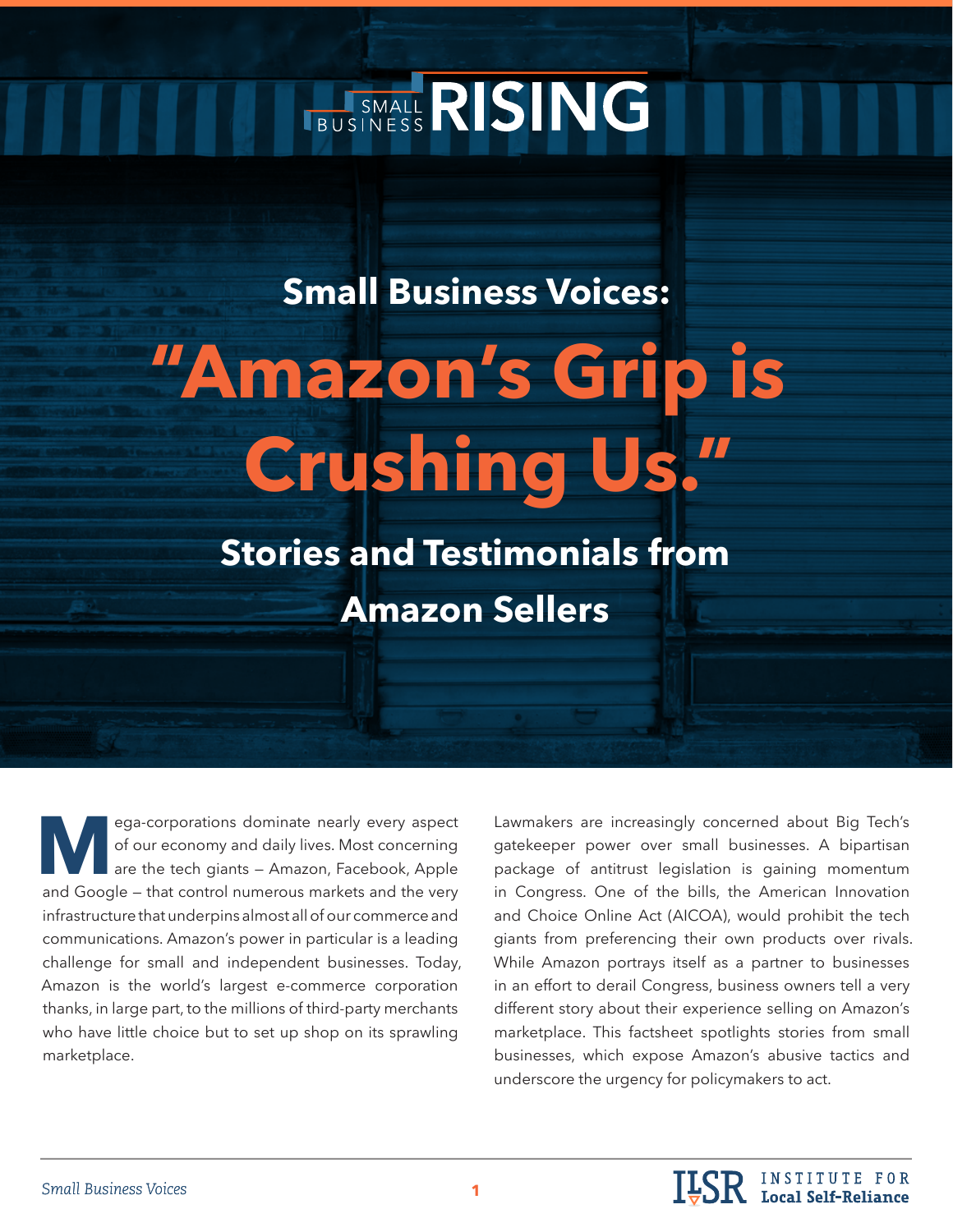SMALL BUSINESS RISING

## Small Business Voices:

# "Amazon's Grip is Crushing Us."

## Stories and Testimonials from Amazon Sellers

Mega-corporations dominate nearly every aspect of our economy and daily lives. Most concerning are the tech giants — Amazon, Facebook, Apple and Google — that control numerous markets and the very infrastructure that underpins almost all of our commerce and communications. Amazon's power in particular is a leading challenge for small and independent businesses. Today, Amazon is the world's largest e-commerce corporation thanks, in large part, to the millions of third-party merchants who have little choice but to set up shop on its sprawling marketplace.

Lawmakers are increasingly concerned about Big Tech's gatekeeper power over small businesses. A bipartisan package of antitrust legislation is gaining momentum in Congress. One of the bills, the American Innovation and Choice Online Act (AICOA), would prohibit the tech giants from preferencing their own products over rivals. While Amazon portrays itself as a partner to businesses in an effort to derail Congress, business owners tell a very different story about their experience selling on Amazon's marketplace. This factsheet spotlights stories from small businesses, which expose Amazon's abusive tactics and underscore the urgency for policymakers to act.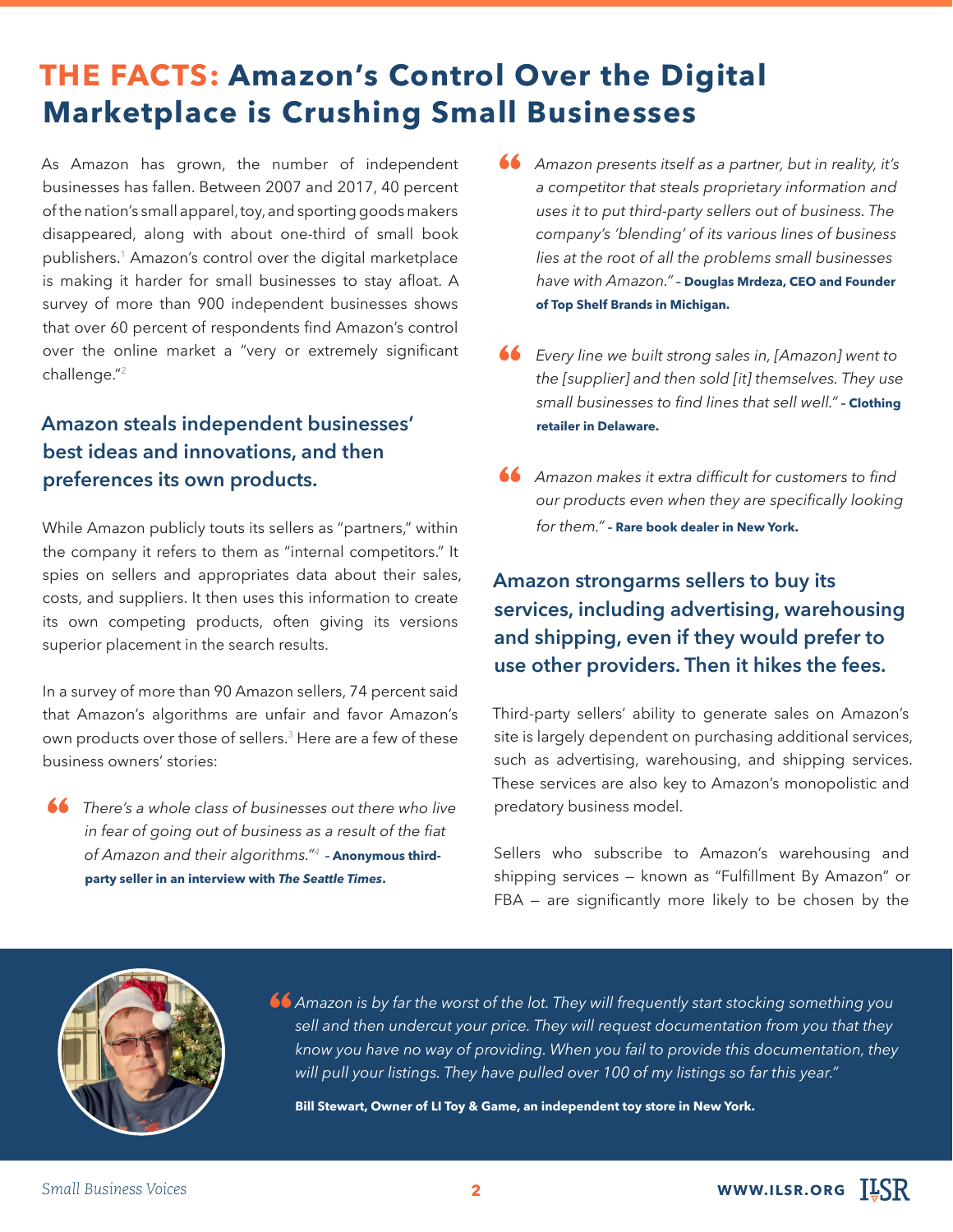# **THE FACTS:** Amazon's Control Over the Digital Marketplace is Crushing Small Businesses

As Amazon has grown, the number of independent businesses has fallen. Between 2007 and 2017, 40 percent of the nation's small apparel, toy, and sporting goods makers disappeared, along with about one-third of small book publishers.[1] Amazon's control over the digital marketplace is making it harder for small businesses to stay afloat. A survey of more than 900 independent businesses shows that over 60 percent of respondents find Amazon's control over the online market a "very or extremely significant challenge."[2]

## Amazon steals independent businesses' best ideas and innovations, and then preferences its own products.

While Amazon publicly touts its sellers as "partners," within the company it refers to them as "internal competitors." It spies on sellers and appropriates data about their sales, costs, and suppliers. It then uses this information to create its own competing products, often giving its versions superior placement in the search results.

In a survey of more than 90 Amazon sellers, 74 percent said that Amazon's algorithms are unfair and favor Amazon's own products over those of sellers.[3] Here are a few of these business owners' stories:

> *There's a whole class of businesses out there who live in fear of going out of business as a result of the fiat of Amazon and their algorithms."[4]* **– Anonymous third-party seller in an interview with *The Seattle Times*.**

> *Amazon presents itself as a partner, but in reality, it's a competitor that steals proprietary information and uses it to put third-party sellers out of business. The company's 'blending' of its various lines of business lies at the root of all the problems small businesses have with Amazon."* **– Douglas Mrdeza, CEO and Founder of Top Shelf Brands in Michigan.**

> *Every line we built strong sales in, [Amazon] went to the [supplier] and then sold [it] themselves. They use small businesses to find lines that sell well."* **– Clothing retailer in Delaware.**

> *Amazon makes it extra difficult for customers to find our products even when they are specifically looking for them."* **– Rare book dealer in New York.**

## Amazon strongarms sellers to buy its services, including advertising, warehousing and shipping, even if they would prefer to use other providers. Then it hikes the fees.

Third-party sellers' ability to generate sales on Amazon's site is largely dependent on purchasing additional services, such as advertising, warehousing, and shipping services. These services are also key to Amazon's monopolistic and predatory business model.

Sellers who subscribe to Amazon's warehousing and shipping services — known as "Fulfillment By Amazon" or FBA — are significantly more likely to be chosen by the

> *Amazon is by far the worst of the lot. They will frequently start stocking something you sell and then undercut your price. They will request documentation from you that they know you have no way of providing. When you fail to provide this documentation, they will pull your listings. They have pulled over 100 of my listings so far this year."*
>
> **Bill Stewart, Owner of LI Toy & Game, an independent toy store in New York.**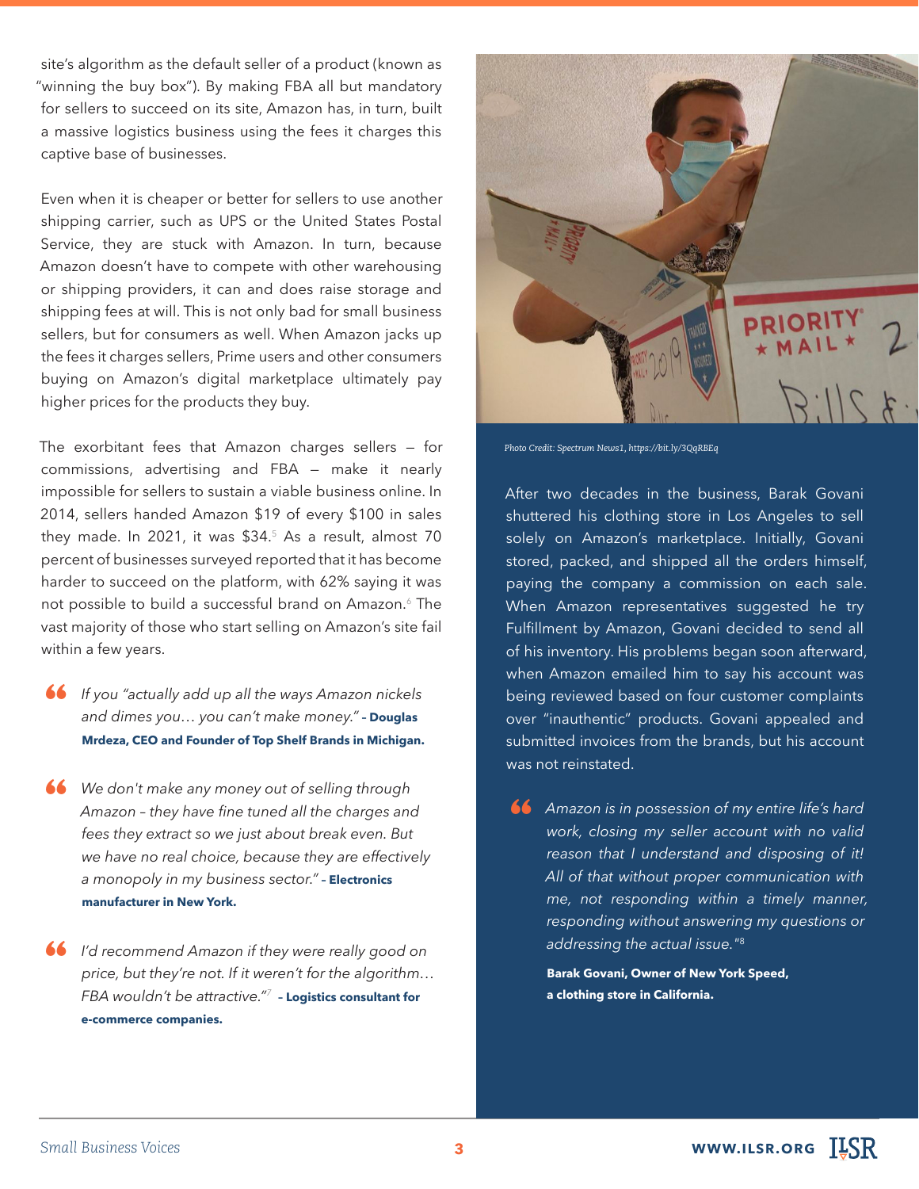site's algorithm as the default seller of a product (known as "winning the buy box"). By making FBA all but mandatory for sellers to succeed on its site, Amazon has, in turn, built a massive logistics business using the fees it charges this captive base of businesses.

Even when it is cheaper or better for sellers to use another shipping carrier, such as UPS or the United States Postal Service, they are stuck with Amazon. In turn, because Amazon doesn't have to compete with other warehousing or shipping providers, it can and does raise storage and shipping fees at will. This is not only bad for small business sellers, but for consumers as well. When Amazon jacks up the fees it charges sellers, Prime users and other consumers buying on Amazon's digital marketplace ultimately pay higher prices for the products they buy.

The exorbitant fees that Amazon charges sellers — for commissions, advertising and FBA — make it nearly impossible for sellers to sustain a viable business online. In 2014, sellers handed Amazon $19 of every $100 in sales they made. In 2021, it was $34.[5] As a result, almost 70 percent of businesses surveyed reported that it has become harder to succeed on the platform, with 62% saying it was not possible to build a successful brand on Amazon.[6] The vast majority of those who start selling on Amazon's site fail within a few years.

> *If you "actually add up all the ways Amazon nickels and dimes you… you can't make money."* – **Douglas Mrdeza, CEO and Founder of Top Shelf Brands in Michigan.**

> *We don't make any money out of selling through Amazon – they have fine tuned all the charges and fees they extract so we just about break even. But we have no real choice, because they are effectively a monopoly in my business sector."* – **Electronics manufacturer in New York.**

> *I'd recommend Amazon if they were really good on price, but they're not. If it weren't for the algorithm… FBA wouldn't be attractive."*[7] – **Logistics consultant for e-commerce companies.**

*Photo Credit: Spectrum News1, https://bit.ly/3QqRBEq*

After two decades in the business, Barak Govani shuttered his clothing store in Los Angeles to sell solely on Amazon's marketplace. Initially, Govani stored, packed, and shipped all the orders himself, paying the company a commission on each sale. When Amazon representatives suggested he try Fulfillment by Amazon, Govani decided to send all of his inventory. His problems began soon afterward, when Amazon emailed him to say his account was being reviewed based on four customer complaints over "inauthentic" products. Govani appealed and submitted invoices from the brands, but his account was not reinstated.

> *Amazon is in possession of my entire life's hard work, closing my seller account with no valid reason that I understand and disposing of it! All of that without proper communication with me, not responding within a timely manner, responding without answering my questions or addressing the actual issue."*[8]
>
> **Barak Govani, Owner of New York Speed, a clothing store in California.**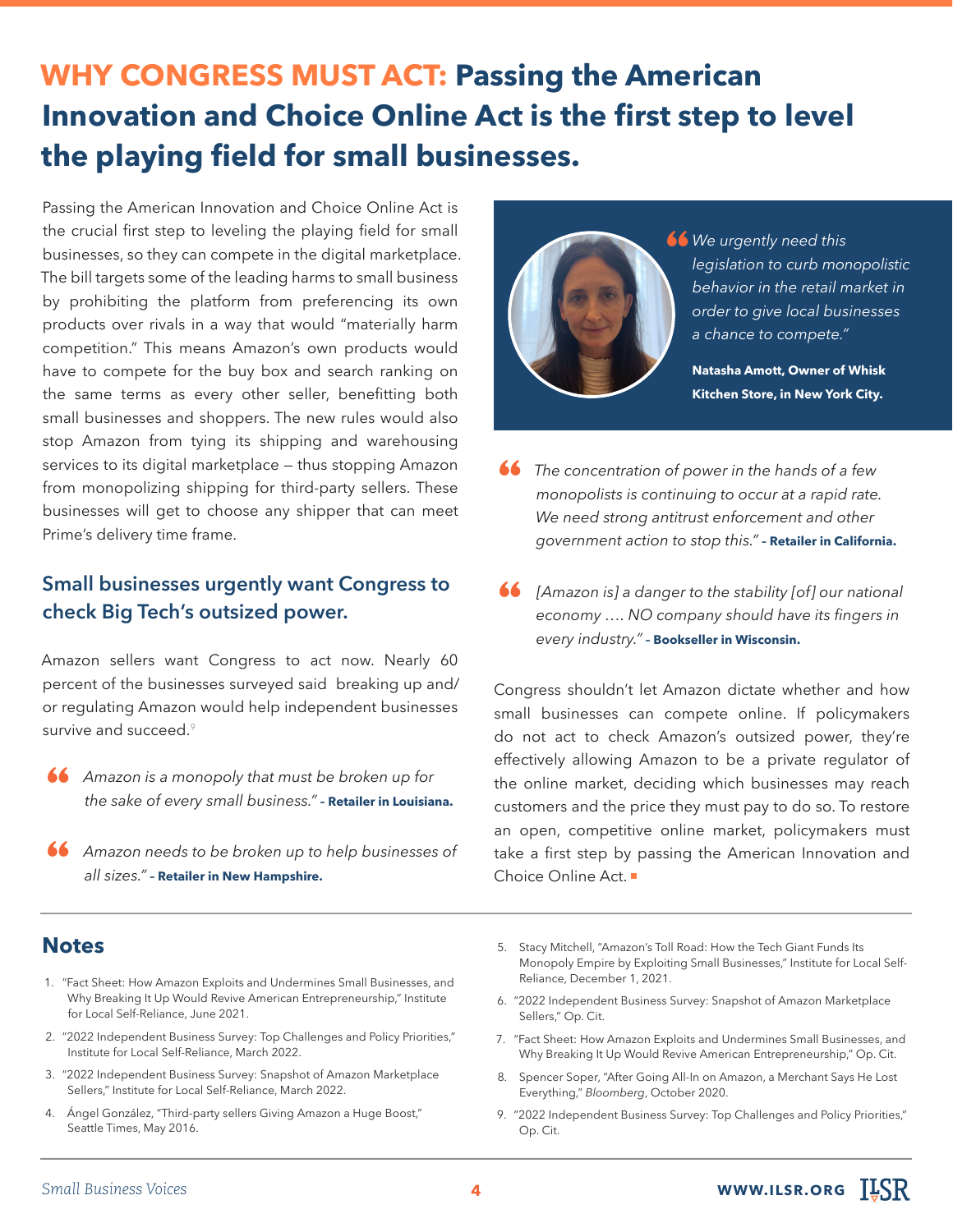# **WHY CONGRESS MUST ACT:** Passing the American Innovation and Choice Online Act is the first step to level the playing field for small businesses.

Passing the American Innovation and Choice Online Act is the crucial first step to leveling the playing field for small businesses, so they can compete in the digital marketplace. The bill targets some of the leading harms to small business by prohibiting the platform from preferencing its own products over rivals in a way that would "materially harm competition." This means Amazon's own products would have to compete for the buy box and search ranking on the same terms as every other seller, benefitting both small businesses and shoppers. The new rules would also stop Amazon from tying its shipping and warehousing services to its digital marketplace — thus stopping Amazon from monopolizing shipping for third-party sellers. These businesses will get to choose any shipper that can meet Prime's delivery time frame.

## Small businesses urgently want Congress to check Big Tech's outsized power.

Amazon sellers want Congress to act now. Nearly 60 percent of the businesses surveyed said breaking up and/or regulating Amazon would help independent businesses survive and succeed.[9]

> *Amazon is a monopoly that must be broken up for the sake of every small business."* – **Retailer in Louisiana.**

> *Amazon needs to be broken up to help businesses of all sizes."* – **Retailer in New Hampshire.**

> *We urgently need this legislation to curb monopolistic behavior in the retail market in order to give local businesses a chance to compete."*
>
> **Natasha Amott, Owner of Whisk Kitchen Store, in New York City.**

> *The concentration of power in the hands of a few monopolists is continuing to occur at a rapid rate. We need strong antitrust enforcement and other government action to stop this."* – **Retailer in California.**

> *[Amazon is] a danger to the stability [of] our national economy …. NO company should have its fingers in every industry."* – **Bookseller in Wisconsin.**

Congress shouldn't let Amazon dictate whether and how small businesses can compete online. If policymakers do not act to check Amazon's outsized power, they're effectively allowing Amazon to be a private regulator of the online market, deciding which businesses may reach customers and the price they must pay to do so. To restore an open, competitive online market, policymakers must take a first step by passing the American Innovation and Choice Online Act. ■

## Notes

1. "Fact Sheet: How Amazon Exploits and Undermines Small Businesses, and Why Breaking It Up Would Revive American Entrepreneurship," Institute for Local Self-Reliance, June 2021.
2. "2022 Independent Business Survey: Top Challenges and Policy Priorities," Institute for Local Self-Reliance, March 2022.
3. "2022 Independent Business Survey: Snapshot of Amazon Marketplace Sellers," Institute for Local Self-Reliance, March 2022.
4. Ángel González, "Third-party sellers Giving Amazon a Huge Boost," Seattle Times, May 2016.
5. Stacy Mitchell, "Amazon's Toll Road: How the Tech Giant Funds Its Monopoly Empire by Exploiting Small Businesses," Institute for Local Self-Reliance, December 1, 2021.
6. "2022 Independent Business Survey: Snapshot of Amazon Marketplace Sellers," Op. Cit.
7. "Fact Sheet: How Amazon Exploits and Undermines Small Businesses, and Why Breaking It Up Would Revive American Entrepreneurship," Op. Cit.
8. Spencer Soper, "After Going All-In on Amazon, a Merchant Says He Lost Everything," *Bloomberg*, October 2020.
9. "2022 Independent Business Survey: Top Challenges and Policy Priorities," Op. Cit.